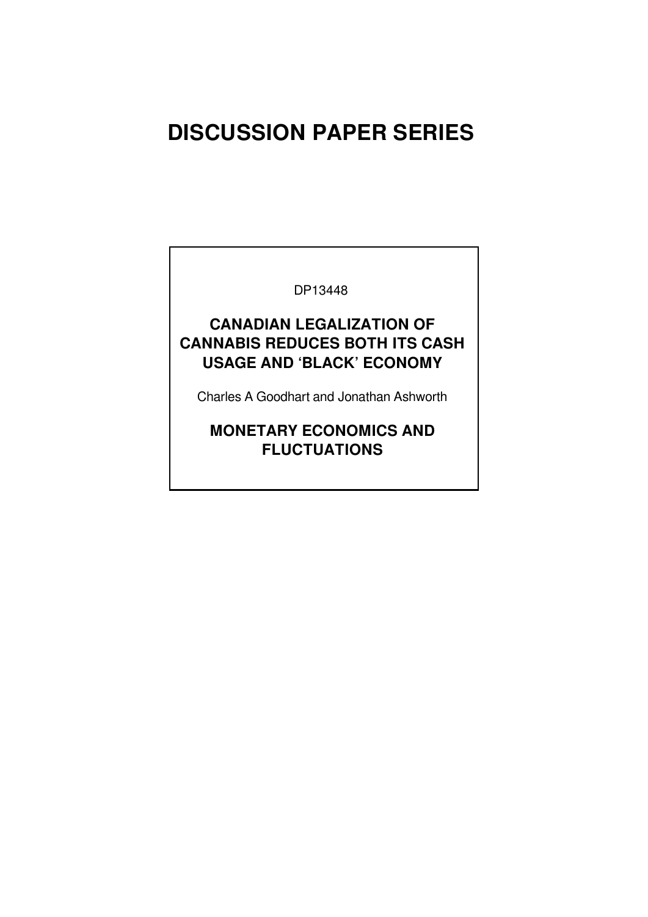# DISCUSSION PAPER SERIES

DP13448

## CANADIAN LEGALIZATION OF CANNABIS REDUCES BOTH ITS CASH USAGE AND 'BLACK' ECONOMY

Charles A Goodhart and Jonathan Ashworth

## MONETARY ECONOMICS AND FLUCTUATIONS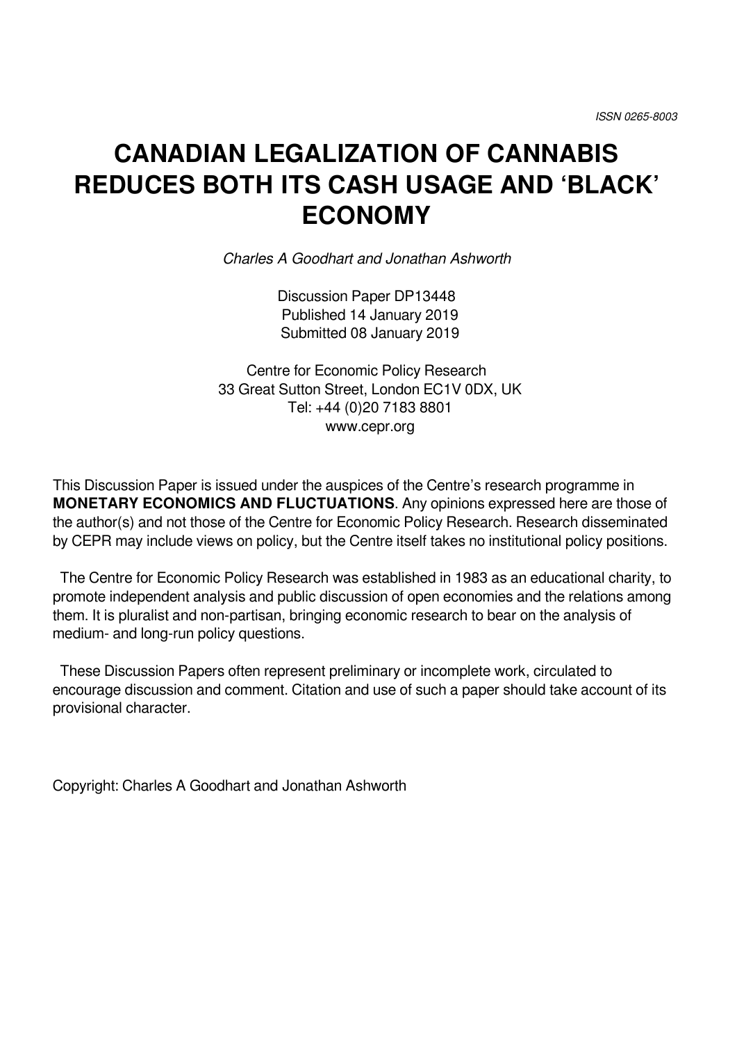ISSN 0265-8003

# CANADIAN LEGALIZATION OF CANNABIS REDUCES BOTH ITS CASH USAGE AND 'BLACK' ECONOMY

*Charles A Goodhart and Jonathan Ashworth*

Discussion Paper DP13448
Published 14 January 2019
Submitted 08 January 2019

Centre for Economic Policy Research
33 Great Sutton Street, London EC1V 0DX, UK
Tel: +44 (0)20 7183 8801
www.cepr.org

This Discussion Paper is issued under the auspices of the Centre's research programme in **MONETARY ECONOMICS AND FLUCTUATIONS**. Any opinions expressed here are those of the author(s) and not those of the Centre for Economic Policy Research. Research disseminated by CEPR may include views on policy, but the Centre itself takes no institutional policy positions.

The Centre for Economic Policy Research was established in 1983 as an educational charity, to promote independent analysis and public discussion of open economies and the relations among them. It is pluralist and non-partisan, bringing economic research to bear on the analysis of medium- and long-run policy questions.

These Discussion Papers often represent preliminary or incomplete work, circulated to encourage discussion and comment. Citation and use of such a paper should take account of its provisional character.

Copyright: Charles A Goodhart and Jonathan Ashworth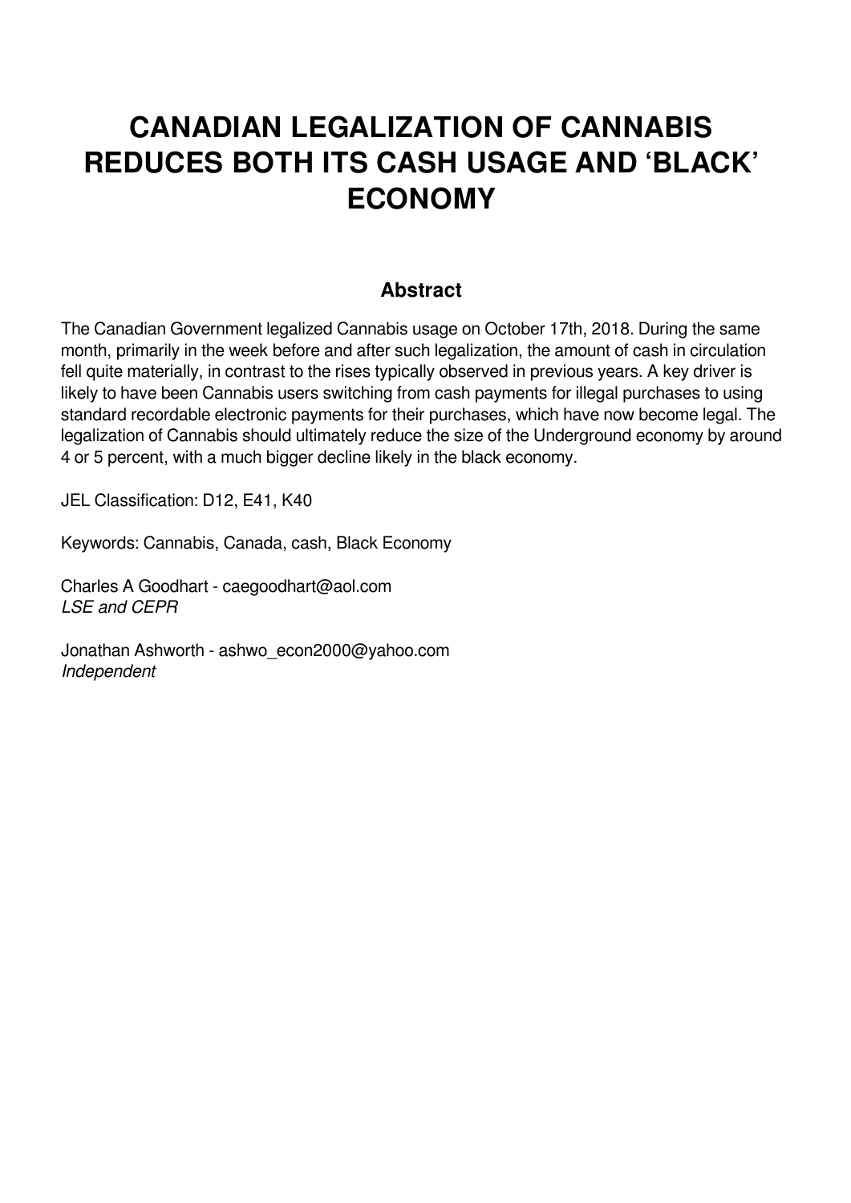# CANADIAN LEGALIZATION OF CANNABIS REDUCES BOTH ITS CASH USAGE AND 'BLACK' ECONOMY

## Abstract

The Canadian Government legalized Cannabis usage on October 17th, 2018. During the same month, primarily in the week before and after such legalization, the amount of cash in circulation fell quite materially, in contrast to the rises typically observed in previous years. A key driver is likely to have been Cannabis users switching from cash payments for illegal purchases to using standard recordable electronic payments for their purchases, which have now become legal. The legalization of Cannabis should ultimately reduce the size of the Underground economy by around 4 or 5 percent, with a much bigger decline likely in the black economy.

JEL Classification: D12, E41, K40

Keywords: Cannabis, Canada, cash, Black Economy

Charles A Goodhart - caegoodhart@aol.com
*LSE and CEPR*

Jonathan Ashworth - ashwo_econ2000@yahoo.com
*Independent*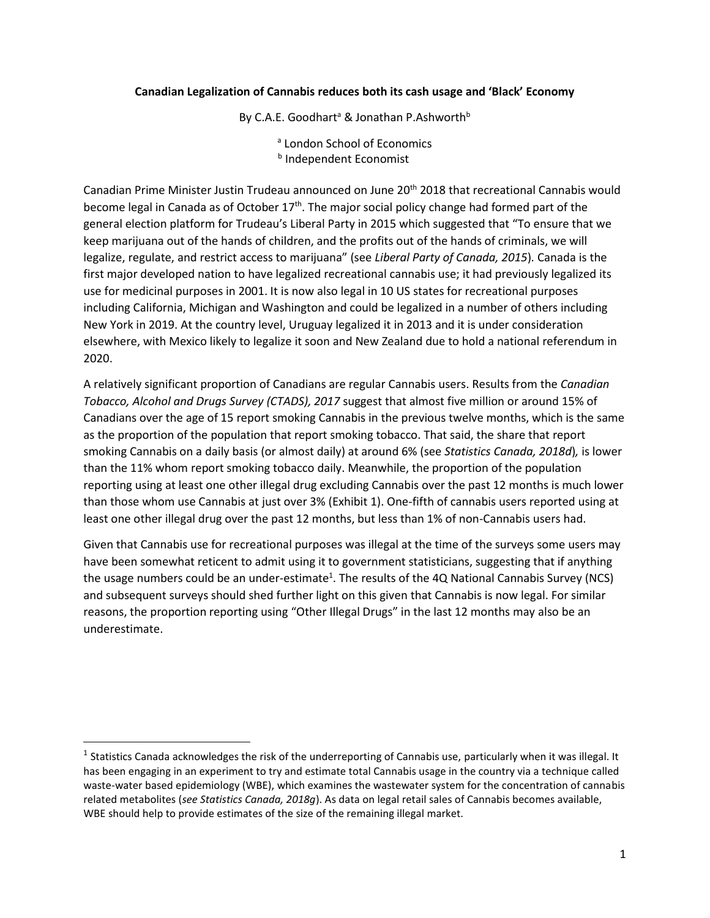**Canadian Legalization of Cannabis reduces both its cash usage and 'Black' Economy**

By C.A.E. Goodhart[a] & Jonathan P.Ashworth[b]

[a] London School of Economics
[b] Independent Economist

Canadian Prime Minister Justin Trudeau announced on June 20th 2018 that recreational Cannabis would become legal in Canada as of October 17th. The major social policy change had formed part of the general election platform for Trudeau's Liberal Party in 2015 which suggested that "To ensure that we keep marijuana out of the hands of children, and the profits out of the hands of criminals, we will legalize, regulate, and restrict access to marijuana" (see *Liberal Party of Canada, 2015*). Canada is the first major developed nation to have legalized recreational cannabis use; it had previously legalized its use for medicinal purposes in 2001. It is now also legal in 10 US states for recreational purposes including California, Michigan and Washington and could be legalized in a number of others including New York in 2019. At the country level, Uruguay legalized it in 2013 and it is under consideration elsewhere, with Mexico likely to legalize it soon and New Zealand due to hold a national referendum in 2020.

A relatively significant proportion of Canadians are regular Cannabis users. Results from the *Canadian Tobacco, Alcohol and Drugs Survey (CTADS), 2017* suggest that almost five million or around 15% of Canadians over the age of 15 report smoking Cannabis in the previous twelve months, which is the same as the proportion of the population that report smoking tobacco. That said, the share that report smoking Cannabis on a daily basis (or almost daily) at around 6% (see *Statistics Canada, 2018d*), is lower than the 11% whom report smoking tobacco daily. Meanwhile, the proportion of the population reporting using at least one other illegal drug excluding Cannabis over the past 12 months is much lower than those whom use Cannabis at just over 3% (Exhibit 1). One-fifth of cannabis users reported using at least one other illegal drug over the past 12 months, but less than 1% of non-Cannabis users had.

Given that Cannabis use for recreational purposes was illegal at the time of the surveys some users may have been somewhat reticent to admit using it to government statisticians, suggesting that if anything the usage numbers could be an under-estimate[1]. The results of the 4Q National Cannabis Survey (NCS) and subsequent surveys should shed further light on this given that Cannabis is now legal. For similar reasons, the proportion reporting using "Other Illegal Drugs" in the last 12 months may also be an underestimate.

---

[1] Statistics Canada acknowledges the risk of the underreporting of Cannabis use, particularly when it was illegal. It has been engaging in an experiment to try and estimate total Cannabis usage in the country via a technique called waste-water based epidemiology (WBE), which examines the wastewater system for the concentration of cannabis related metabolites (*see Statistics Canada, 2018g*). As data on legal retail sales of Cannabis becomes available, WBE should help to provide estimates of the size of the remaining illegal market.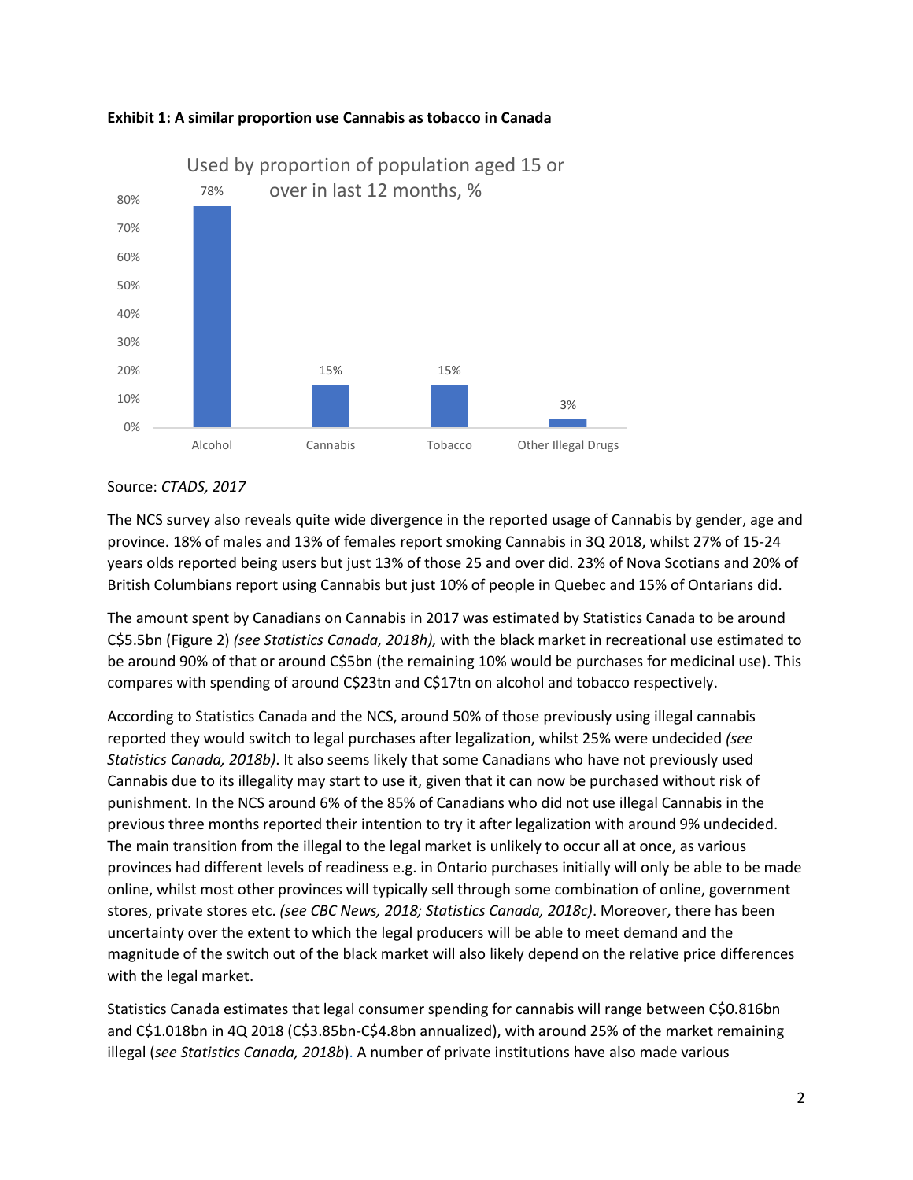**Exhibit 1: A similar proportion use Cannabis as tobacco in Canada**

Source: *CTADS, 2017*

The NCS survey also reveals quite wide divergence in the reported usage of Cannabis by gender, age and province. 18% of males and 13% of females report smoking Cannabis in 3Q 2018, whilst 27% of 15-24 years olds reported being users but just 13% of those 25 and over did. 23% of Nova Scotians and 20% of British Columbians report using Cannabis but just 10% of people in Quebec and 15% of Ontarians did.

The amount spent by Canadians on Cannabis in 2017 was estimated by Statistics Canada to be around C$5.5bn (Figure 2) *(see Statistics Canada, 2018h),* with the black market in recreational use estimated to be around 90% of that or around C$5bn (the remaining 10% would be purchases for medicinal use). This compares with spending of around C$23tn and C$17tn on alcohol and tobacco respectively.

According to Statistics Canada and the NCS, around 50% of those previously using illegal cannabis reported they would switch to legal purchases after legalization, whilst 25% were undecided *(see Statistics Canada, 2018b)*. It also seems likely that some Canadians who have not previously used Cannabis due to its illegality may start to use it, given that it can now be purchased without risk of punishment. In the NCS around 6% of the 85% of Canadians who did not use illegal Cannabis in the previous three months reported their intention to try it after legalization with around 9% undecided. The main transition from the illegal to the legal market is unlikely to occur all at once, as various provinces had different levels of readiness e.g. in Ontario purchases initially will only be able to be made online, whilst most other provinces will typically sell through some combination of online, government stores, private stores etc. *(see CBC News, 2018; Statistics Canada, 2018c)*. Moreover, there has been uncertainty over the extent to which the legal producers will be able to meet demand and the magnitude of the switch out of the black market will also likely depend on the relative price differences with the legal market.

Statistics Canada estimates that legal consumer spending for cannabis will range between C$0.816bn and C$1.018bn in 4Q 2018 (C$3.85bn-C$4.8bn annualized), with around 25% of the market remaining illegal (*see Statistics Canada, 2018b*). A number of private institutions have also made various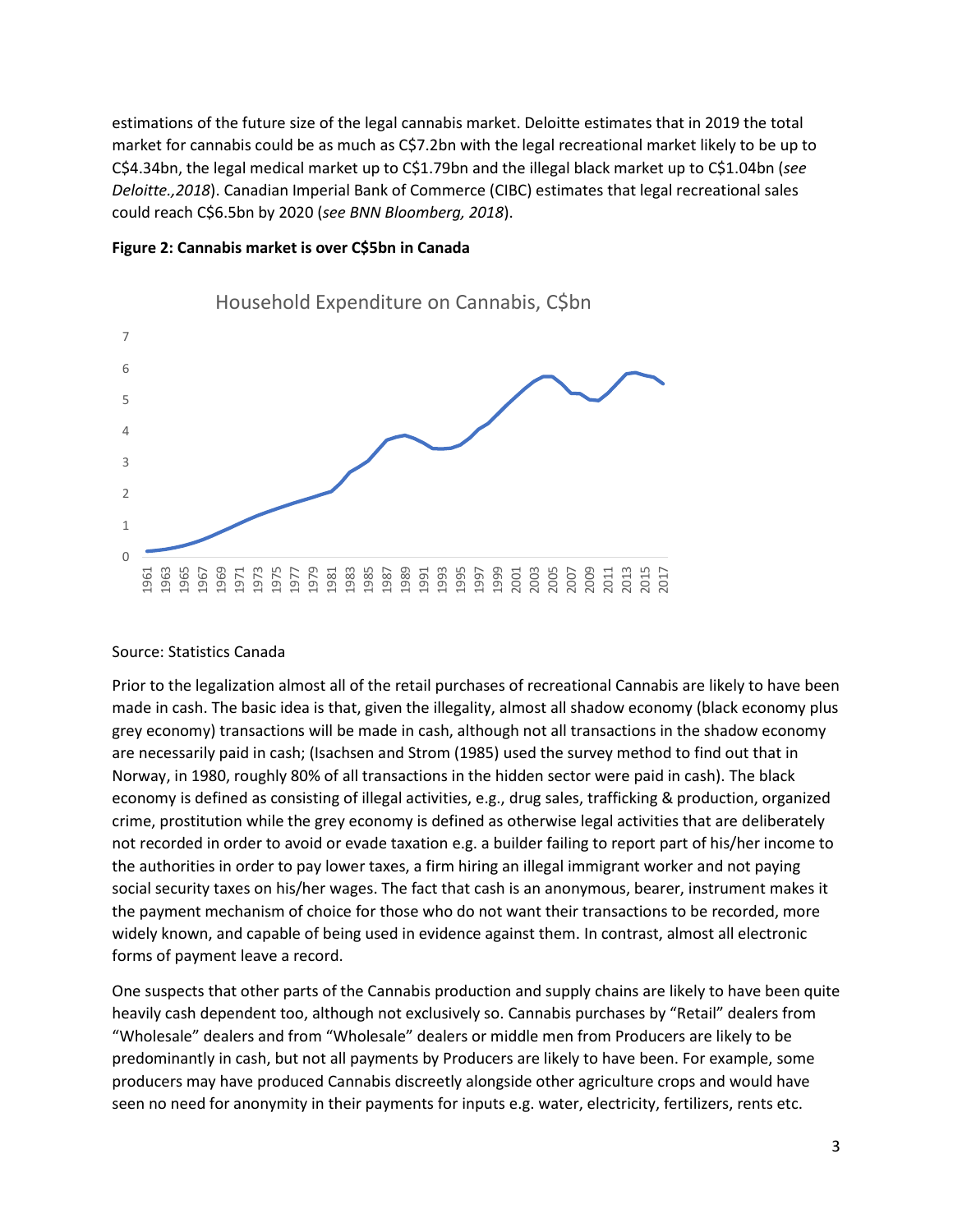estimations of the future size of the legal cannabis market. Deloitte estimates that in 2019 the total market for cannabis could be as much as C$7.2bn with the legal recreational market likely to be up to C$4.34bn, the legal medical market up to C$1.79bn and the illegal black market up to C$1.04bn (*see Deloitte.,2018*). Canadian Imperial Bank of Commerce (CIBC) estimates that legal recreational sales could reach C$6.5bn by 2020 (*see BNN Bloomberg, 2018*).

**Figure 2: Cannabis market is over C$5bn in Canada**

Source: Statistics Canada

Prior to the legalization almost all of the retail purchases of recreational Cannabis are likely to have been made in cash. The basic idea is that, given the illegality, almost all shadow economy (black economy plus grey economy) transactions will be made in cash, although not all transactions in the shadow economy are necessarily paid in cash; (Isachsen and Strom (1985) used the survey method to find out that in Norway, in 1980, roughly 80% of all transactions in the hidden sector were paid in cash). The black economy is defined as consisting of illegal activities, e.g., drug sales, trafficking & production, organized crime, prostitution while the grey economy is defined as otherwise legal activities that are deliberately not recorded in order to avoid or evade taxation e.g. a builder failing to report part of his/her income to the authorities in order to pay lower taxes, a firm hiring an illegal immigrant worker and not paying social security taxes on his/her wages. The fact that cash is an anonymous, bearer, instrument makes it the payment mechanism of choice for those who do not want their transactions to be recorded, more widely known, and capable of being used in evidence against them. In contrast, almost all electronic forms of payment leave a record.

One suspects that other parts of the Cannabis production and supply chains are likely to have been quite heavily cash dependent too, although not exclusively so. Cannabis purchases by "Retail" dealers from "Wholesale" dealers and from "Wholesale" dealers or middle men from Producers are likely to be predominantly in cash, but not all payments by Producers are likely to have been. For example, some producers may have produced Cannabis discreetly alongside other agriculture crops and would have seen no need for anonymity in their payments for inputs e.g. water, electricity, fertilizers, rents etc.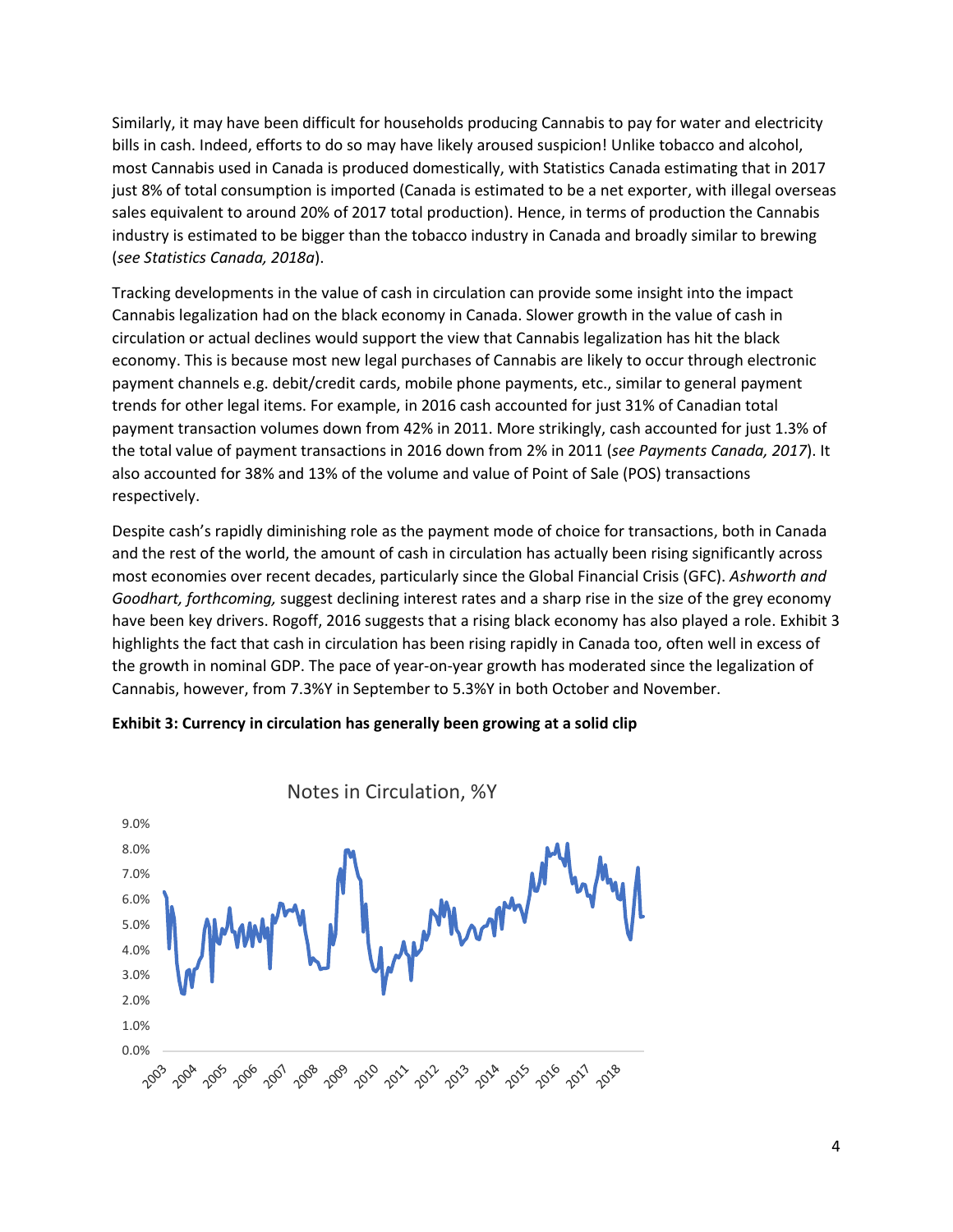Similarly, it may have been difficult for households producing Cannabis to pay for water and electricity bills in cash. Indeed, efforts to do so may have likely aroused suspicion! Unlike tobacco and alcohol, most Cannabis used in Canada is produced domestically, with Statistics Canada estimating that in 2017 just 8% of total consumption is imported (Canada is estimated to be a net exporter, with illegal overseas sales equivalent to around 20% of 2017 total production). Hence, in terms of production the Cannabis industry is estimated to be bigger than the tobacco industry in Canada and broadly similar to brewing (*see Statistics Canada, 2018a*).

Tracking developments in the value of cash in circulation can provide some insight into the impact Cannabis legalization had on the black economy in Canada. Slower growth in the value of cash in circulation or actual declines would support the view that Cannabis legalization has hit the black economy. This is because most new legal purchases of Cannabis are likely to occur through electronic payment channels e.g. debit/credit cards, mobile phone payments, etc., similar to general payment trends for other legal items. For example, in 2016 cash accounted for just 31% of Canadian total payment transaction volumes down from 42% in 2011. More strikingly, cash accounted for just 1.3% of the total value of payment transactions in 2016 down from 2% in 2011 (*see Payments Canada, 2017*). It also accounted for 38% and 13% of the volume and value of Point of Sale (POS) transactions respectively.

Despite cash's rapidly diminishing role as the payment mode of choice for transactions, both in Canada and the rest of the world, the amount of cash in circulation has actually been rising significantly across most economies over recent decades, particularly since the Global Financial Crisis (GFC). *Ashworth and Goodhart, forthcoming,* suggest declining interest rates and a sharp rise in the size of the grey economy have been key drivers. Rogoff, 2016 suggests that a rising black economy has also played a role. Exhibit 3 highlights the fact that cash in circulation has been rising rapidly in Canada too, often well in excess of the growth in nominal GDP. The pace of year-on-year growth has moderated since the legalization of Cannabis, however, from 7.3%Y in September to 5.3%Y in both October and November.

**Exhibit 3: Currency in circulation has generally been growing at a solid clip**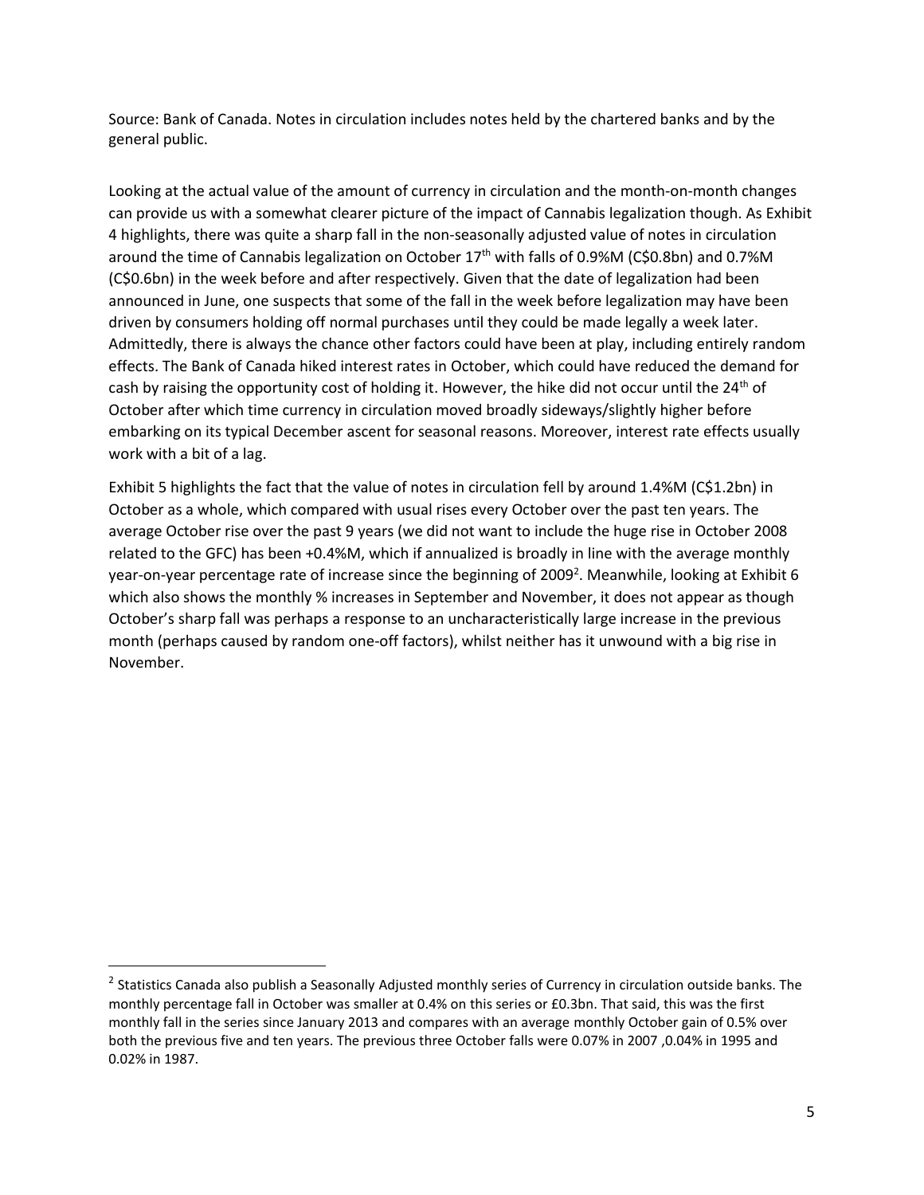Source: Bank of Canada. Notes in circulation includes notes held by the chartered banks and by the general public.

Looking at the actual value of the amount of currency in circulation and the month-on-month changes can provide us with a somewhat clearer picture of the impact of Cannabis legalization though. As Exhibit 4 highlights, there was quite a sharp fall in the non-seasonally adjusted value of notes in circulation around the time of Cannabis legalization on October 17th with falls of 0.9%M (C$0.8bn) and 0.7%M (C$0.6bn) in the week before and after respectively. Given that the date of legalization had been announced in June, one suspects that some of the fall in the week before legalization may have been driven by consumers holding off normal purchases until they could be made legally a week later. Admittedly, there is always the chance other factors could have been at play, including entirely random effects. The Bank of Canada hiked interest rates in October, which could have reduced the demand for cash by raising the opportunity cost of holding it. However, the hike did not occur until the 24th of October after which time currency in circulation moved broadly sideways/slightly higher before embarking on its typical December ascent for seasonal reasons. Moreover, interest rate effects usually work with a bit of a lag.

Exhibit 5 highlights the fact that the value of notes in circulation fell by around 1.4%M (C$1.2bn) in October as a whole, which compared with usual rises every October over the past ten years. The average October rise over the past 9 years (we did not want to include the huge rise in October 2008 related to the GFC) has been +0.4%M, which if annualized is broadly in line with the average monthly year-on-year percentage rate of increase since the beginning of 2009[2]. Meanwhile, looking at Exhibit 6 which also shows the monthly % increases in September and November, it does not appear as though October's sharp fall was perhaps a response to an uncharacteristically large increase in the previous month (perhaps caused by random one-off factors), whilst neither has it unwound with a big rise in November.

[2] Statistics Canada also publish a Seasonally Adjusted monthly series of Currency in circulation outside banks. The monthly percentage fall in October was smaller at 0.4% on this series or £0.3bn. That said, this was the first monthly fall in the series since January 2013 and compares with an average monthly October gain of 0.5% over both the previous five and ten years. The previous three October falls were 0.07% in 2007 ,0.04% in 1995 and 0.02% in 1987.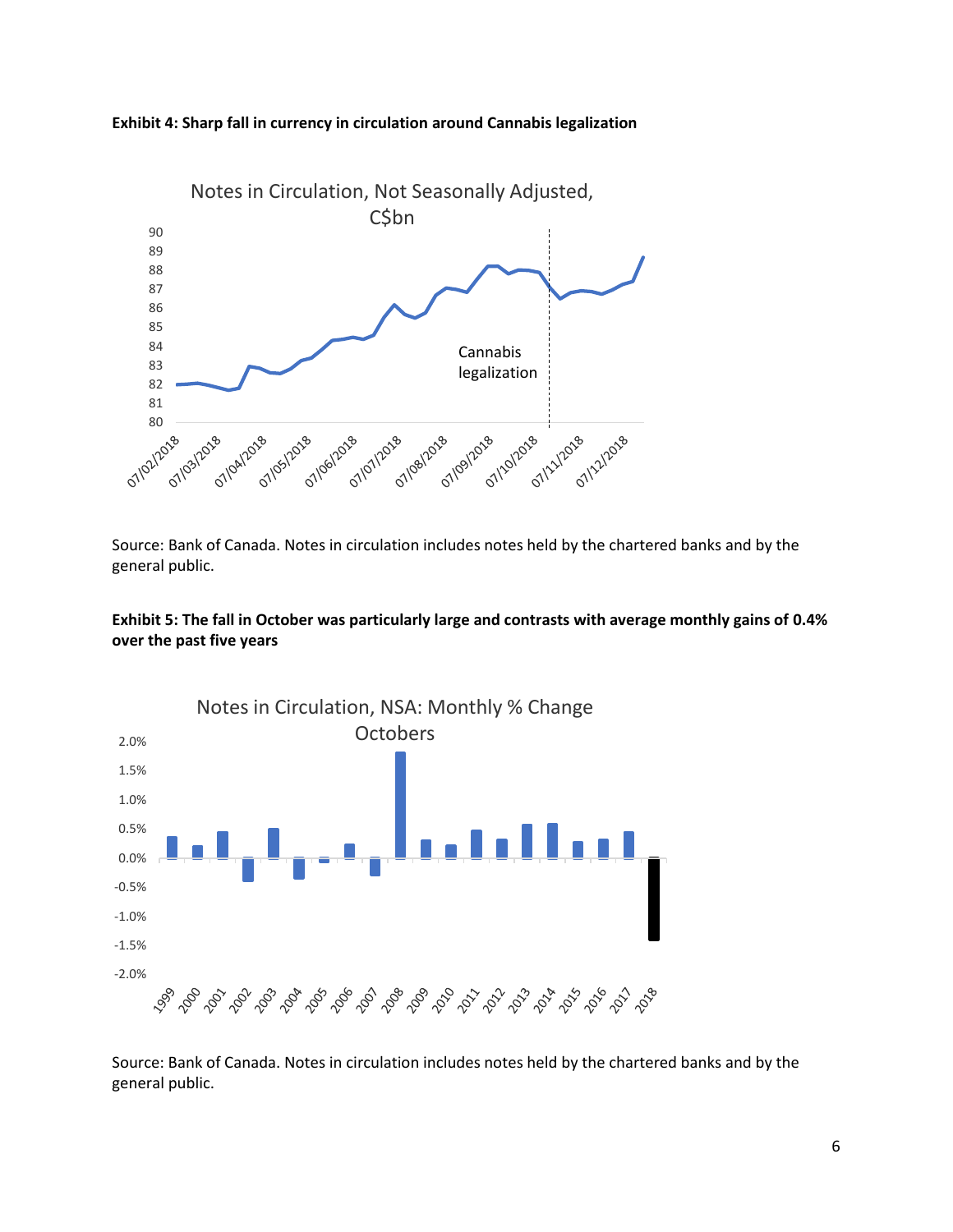**Exhibit 4: Sharp fall in currency in circulation around Cannabis legalization**

Source: Bank of Canada. Notes in circulation includes notes held by the chartered banks and by the general public.

**Exhibit 5: The fall in October was particularly large and contrasts with average monthly gains of 0.4% over the past five years**

Source: Bank of Canada. Notes in circulation includes notes held by the chartered banks and by the general public.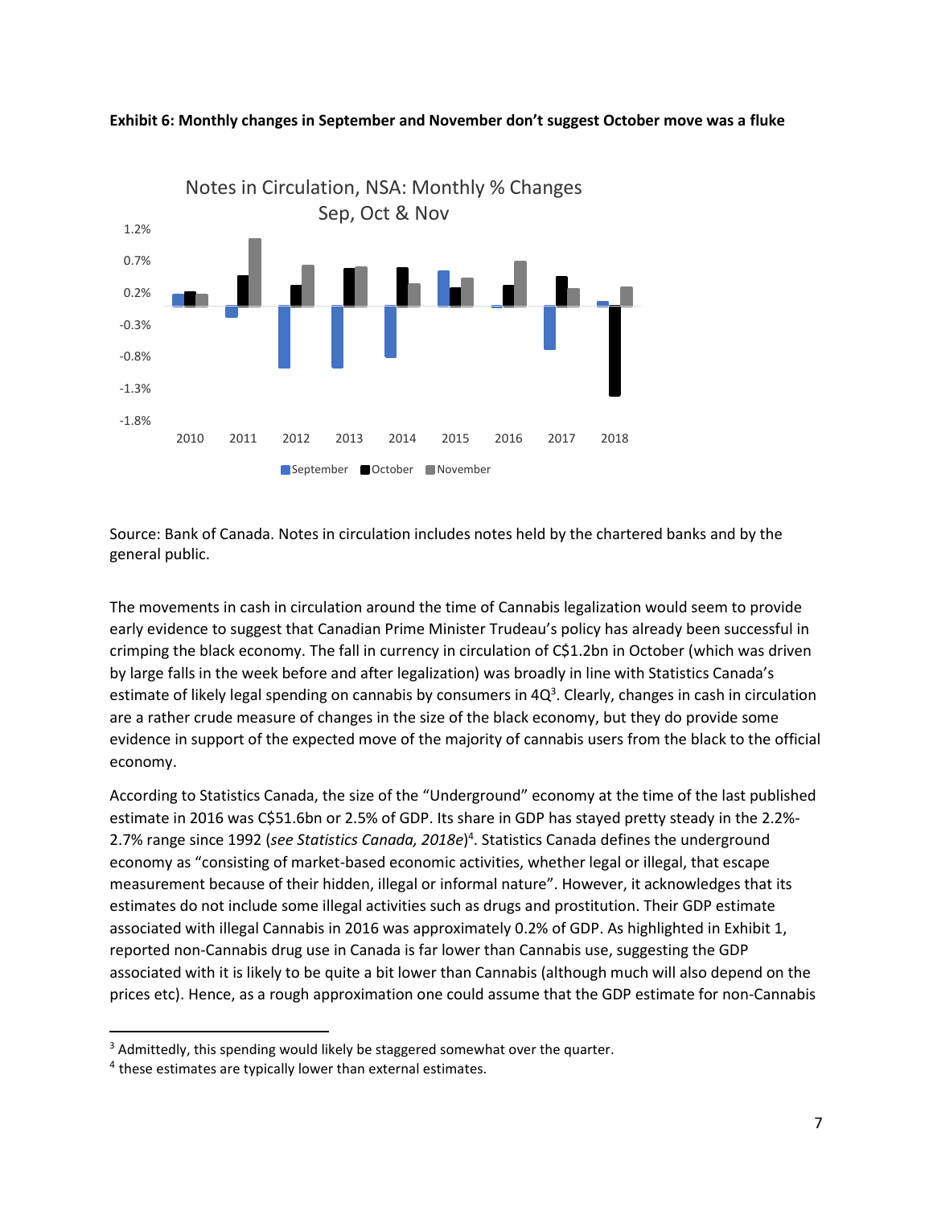**Exhibit 6: Monthly changes in September and November don't suggest October move was a fluke**

Source: Bank of Canada. Notes in circulation includes notes held by the chartered banks and by the general public.

The movements in cash in circulation around the time of Cannabis legalization would seem to provide early evidence to suggest that Canadian Prime Minister Trudeau's policy has already been successful in crimping the black economy. The fall in currency in circulation of C$1.2bn in October (which was driven by large falls in the week before and after legalization) was broadly in line with Statistics Canada's estimate of likely legal spending on cannabis by consumers in 4Q[3]. Clearly, changes in cash in circulation are a rather crude measure of changes in the size of the black economy, but they do provide some evidence in support of the expected move of the majority of cannabis users from the black to the official economy.

According to Statistics Canada, the size of the "Underground" economy at the time of the last published estimate in 2016 was C$51.6bn or 2.5% of GDP. Its share in GDP has stayed pretty steady in the 2.2%-2.7% range since 1992 (*see Statistics Canada, 2018e*)[4]. Statistics Canada defines the underground economy as "consisting of market-based economic activities, whether legal or illegal, that escape measurement because of their hidden, illegal or informal nature". However, it acknowledges that its estimates do not include some illegal activities such as drugs and prostitution. Their GDP estimate associated with illegal Cannabis in 2016 was approximately 0.2% of GDP. As highlighted in Exhibit 1, reported non-Cannabis drug use in Canada is far lower than Cannabis use, suggesting the GDP associated with it is likely to be quite a bit lower than Cannabis (although much will also depend on the prices etc). Hence, as a rough approximation one could assume that the GDP estimate for non-Cannabis

[3] Admittedly, this spending would likely be staggered somewhat over the quarter.

[4] these estimates are typically lower than external estimates.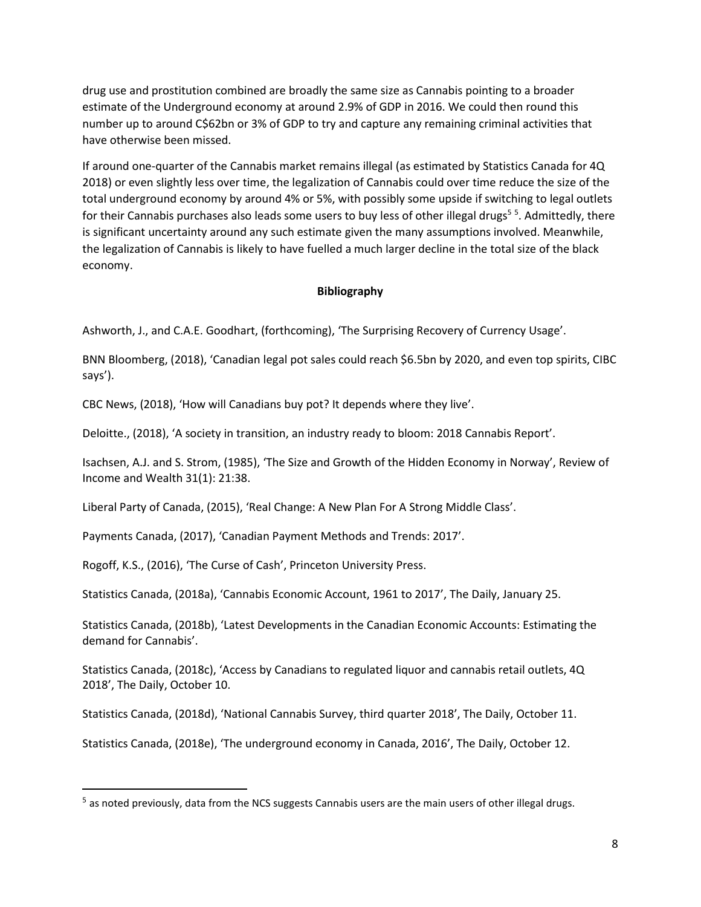drug use and prostitution combined are broadly the same size as Cannabis pointing to a broader estimate of the Underground economy at around 2.9% of GDP in 2016. We could then round this number up to around C$62bn or 3% of GDP to try and capture any remaining criminal activities that have otherwise been missed.

If around one-quarter of the Cannabis market remains illegal (as estimated by Statistics Canada for 4Q 2018) or even slightly less over time, the legalization of Cannabis could over time reduce the size of the total underground economy by around 4% or 5%, with possibly some upside if switching to legal outlets for their Cannabis purchases also leads some users to buy less of other illegal drugs[5] [5]. Admittedly, there is significant uncertainty around any such estimate given the many assumptions involved. Meanwhile, the legalization of Cannabis is likely to have fuelled a much larger decline in the total size of the black economy.

**Bibliography**

Ashworth, J., and C.A.E. Goodhart, (forthcoming), 'The Surprising Recovery of Currency Usage'.

BNN Bloomberg, (2018), 'Canadian legal pot sales could reach $6.5bn by 2020, and even top spirits, CIBC says').

CBC News, (2018), 'How will Canadians buy pot? It depends where they live'.

Deloitte., (2018), 'A society in transition, an industry ready to bloom: 2018 Cannabis Report'.

Isachsen, A.J. and S. Strom, (1985), 'The Size and Growth of the Hidden Economy in Norway', Review of Income and Wealth 31(1): 21:38.

Liberal Party of Canada, (2015), 'Real Change: A New Plan For A Strong Middle Class'.

Payments Canada, (2017), 'Canadian Payment Methods and Trends: 2017'.

Rogoff, K.S., (2016), 'The Curse of Cash', Princeton University Press.

Statistics Canada, (2018a), 'Cannabis Economic Account, 1961 to 2017', The Daily, January 25.

Statistics Canada, (2018b), 'Latest Developments in the Canadian Economic Accounts: Estimating the demand for Cannabis'.

Statistics Canada, (2018c), 'Access by Canadians to regulated liquor and cannabis retail outlets, 4Q 2018', The Daily, October 10.

Statistics Canada, (2018d), 'National Cannabis Survey, third quarter 2018', The Daily, October 11.

Statistics Canada, (2018e), 'The underground economy in Canada, 2016', The Daily, October 12.

---

[5] as noted previously, data from the NCS suggests Cannabis users are the main users of other illegal drugs.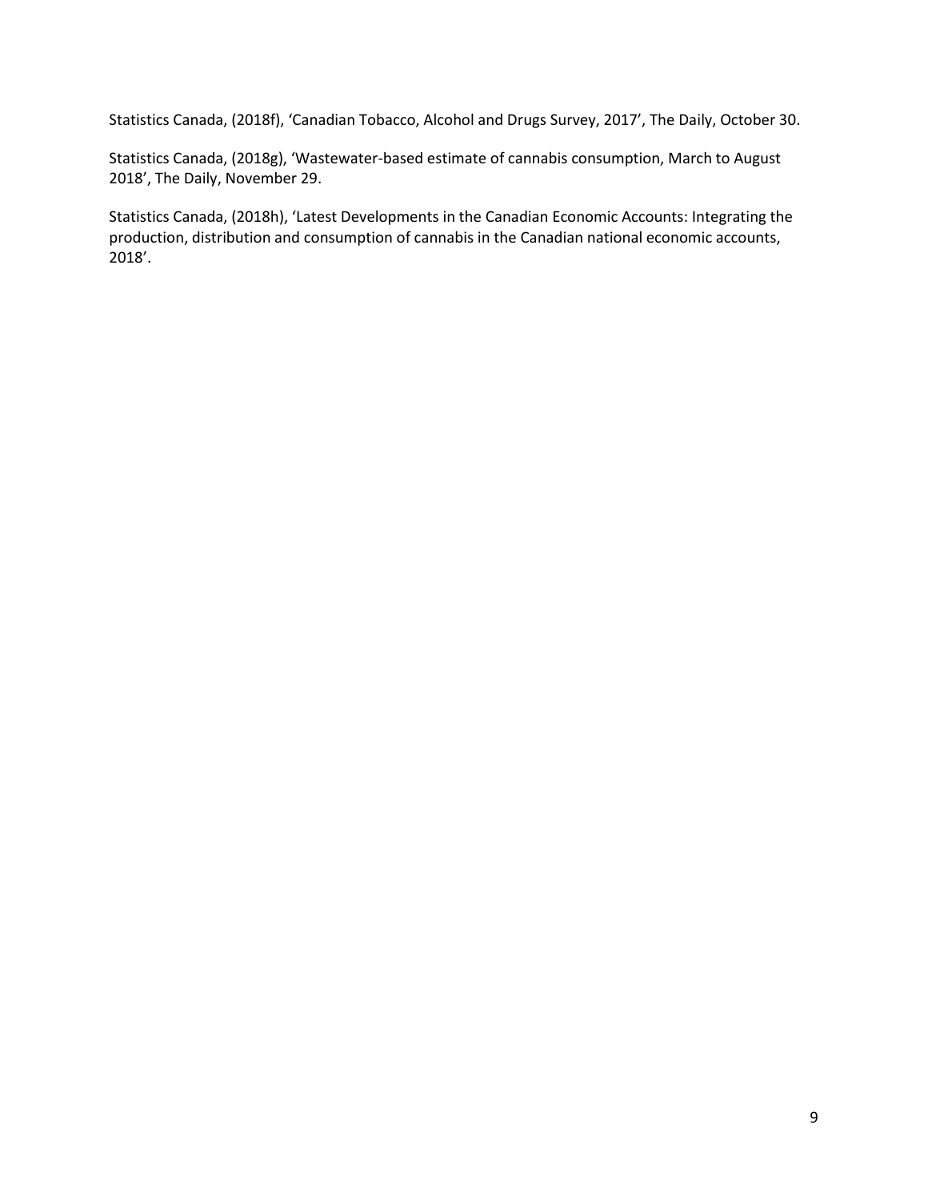Statistics Canada, (2018f), 'Canadian Tobacco, Alcohol and Drugs Survey, 2017', The Daily, October 30.

Statistics Canada, (2018g), 'Wastewater-based estimate of cannabis consumption, March to August 2018', The Daily, November 29.

Statistics Canada, (2018h), 'Latest Developments in the Canadian Economic Accounts: Integrating the production, distribution and consumption of cannabis in the Canadian national economic accounts, 2018'.